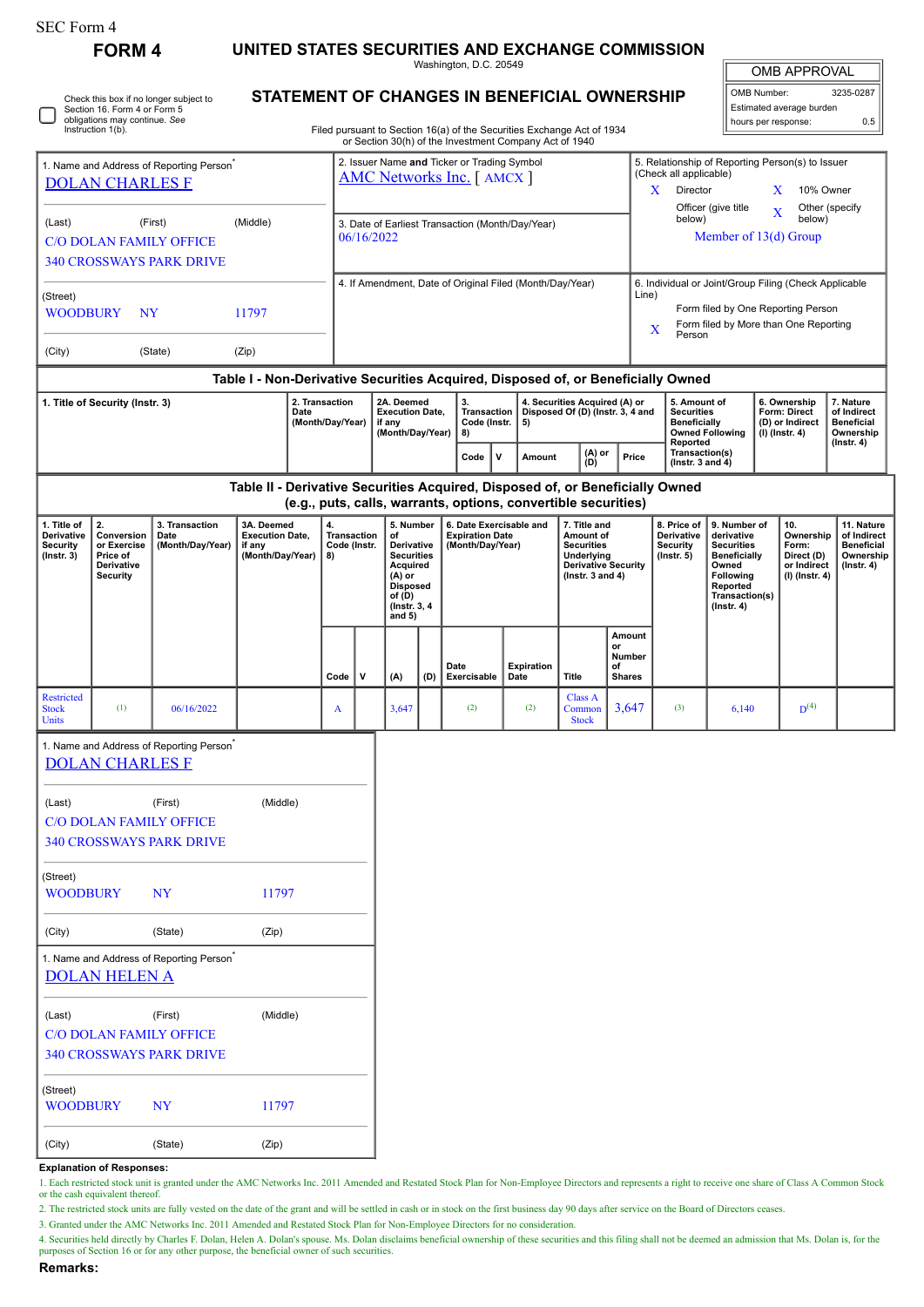SEC Form 4

# FORM 4

## UNITED STATES SECURITIES AND EXCHANGE COMMISSION

Washington, D.C. 20549

## STATEMENT OF CHANGES IN BENEFICIAL OWNERSHIP

Filed pursuant to Section 16(a) of the Securities Exchange Act of 1934 or Section 30(h) of the Investment Company Act of 1940

☐ Check this box if no longer subject to Section 16. Form 4 or Form 5 obligations may continue. *See* Instruction 1(b).

| OMB APPROVAL | |
|---|---|
| OMB Number: | 3235-0287 |
| Estimated average burden | |
| hours per response: | 0.5 |

1. Name and Address of Reporting Person*
DOLAN CHARLES F
(Last) (First) (Middle)
C/O DOLAN FAMILY OFFICE
340 CROSSWAYS PARK DRIVE
(Street)
WOODBURY NY 11797
(City) (State) (Zip)

2. Issuer Name **and** Ticker or Trading Symbol
AMC Networks Inc. [ AMCX ]

3. Date of Earliest Transaction (Month/Day/Year)
06/16/2022

4. If Amendment, Date of Original Filed (Month/Day/Year)

5. Relationship of Reporting Person(s) to Issuer (Check all applicable)
X Director
X 10% Owner
Officer (give title below)
X Other (specify below)
Member of 13(d) Group

6. Individual or Joint/Group Filing (Check Applicable Line)
Form filed by One Reporting Person
X Form filed by More than One Reporting Person

### Table I - Non-Derivative Securities Acquired, Disposed of, or Beneficially Owned

| 1. Title of Security (Instr. 3) | 2. Transaction Date (Month/Day/Year) | 2A. Deemed Execution Date, if any (Month/Day/Year) | 3. Transaction Code (Instr. 8) | | 4. Securities Acquired (A) or Disposed Of (D) (Instr. 3, 4 and 5) | | | 5. Amount of Securities Beneficially Owned Following Reported Transaction(s) (Instr. 3 and 4) | 6. Ownership Form: Direct (D) or Indirect (I) (Instr. 4) | 7. Nature of Indirect Beneficial Ownership (Instr. 4) |
|---|---|---|---|---|---|---|---|---|---|---|
| | | | Code | V | Amount | (A) or (D) | Price | | | |

### Table II - Derivative Securities Acquired, Disposed of, or Beneficially Owned (e.g., puts, calls, warrants, options, convertible securities)

| 1. Title of Derivative Security (Instr. 3) | 2. Conversion or Exercise Price of Derivative Security | 3. Transaction Date (Month/Day/Year) | 3A. Deemed Execution Date, if any (Month/Day/Year) | 4. Transaction Code (Instr. 8) | | 5. Number of Derivative Securities Acquired (A) or Disposed of (D) (Instr. 3, 4 and 5) | | 6. Date Exercisable and Expiration Date (Month/Day/Year) | | 7. Title and Amount of Securities Underlying Derivative Security (Instr. 3 and 4) | | 8. Price of Derivative Security (Instr. 5) | 9. Number of derivative Securities Beneficially Owned Following Reported Transaction(s) (Instr. 4) | 10. Ownership Form: Direct (D) or Indirect (I) (Instr. 4) | 11. Nature of Indirect Beneficial Ownership (Instr. 4) |
|---|---|---|---|---|---|---|---|---|---|---|---|---|---|---|---|
| | | | | Code | V | (A) | (D) | Date Exercisable | Expiration Date | Title | Amount or Number of Shares | | | | |
| Restricted Stock Units | (1) | 06/16/2022 | | A | | 3,647 | | (2) | (2) | Class A Common Stock | 3,647 | (3) | 6,140 | D(4) | |

1. Name and Address of Reporting Person*
DOLAN CHARLES F
(Last) (First) (Middle)
C/O DOLAN FAMILY OFFICE
340 CROSSWAYS PARK DRIVE
(Street)
WOODBURY NY 11797
(City) (State) (Zip)

1. Name and Address of Reporting Person*
DOLAN HELEN A
(Last) (First) (Middle)
C/O DOLAN FAMILY OFFICE
340 CROSSWAYS PARK DRIVE
(Street)
WOODBURY NY 11797
(City) (State) (Zip)

**Explanation of Responses:**

1. Each restricted stock unit is granted under the AMC Networks Inc. 2011 Amended and Restated Stock Plan for Non-Employee Directors and represents a right to receive one share of Class A Common Stock or the cash equivalent thereof.
2. The restricted stock units are fully vested on the date of the grant and will be settled in cash or in stock on the first business day 90 days after service on the Board of Directors ceases.
3. Granted under the AMC Networks Inc. 2011 Amended and Restated Stock Plan for Non-Employee Directors for no consideration.
4. Securities held directly by Charles F. Dolan, Helen A. Dolan's spouse. Ms. Dolan disclaims beneficial ownership of these securities and this filing shall not be deemed an admission that Ms. Dolan is, for the purposes of Section 16 or for any other purpose, the beneficial owner of such securities.

**Remarks:**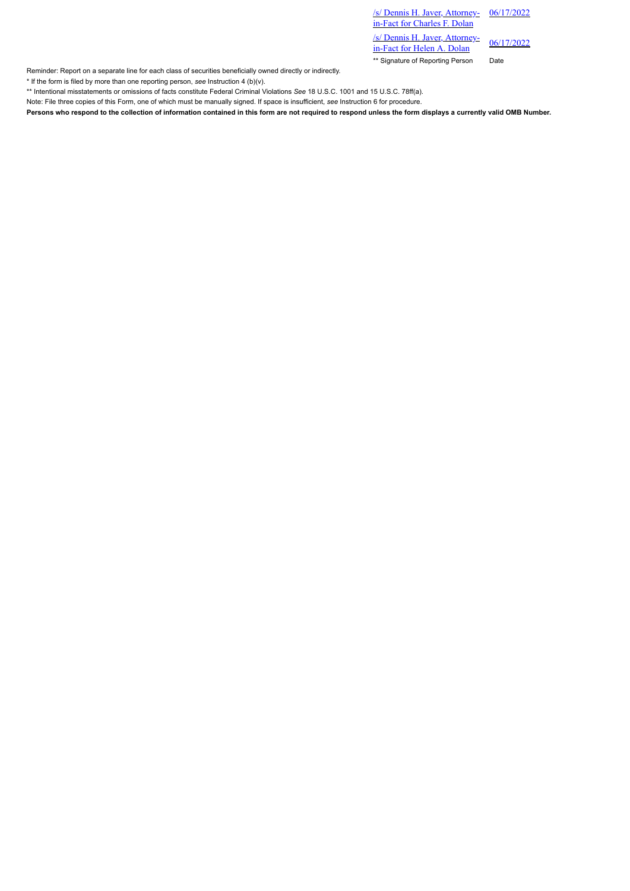| | |
|---|---|
| /s/ Dennis H. Javer, Attorney-in-Fact for Charles F. Dolan | 06/17/2022 |
| /s/ Dennis H. Javer, Attorney-in-Fact for Helen A. Dolan | 06/17/2022 |
| ** Signature of Reporting Person | Date |

Reminder: Report on a separate line for each class of securities beneficially owned directly or indirectly.

* If the form is filed by more than one reporting person, *see* Instruction 4 (b)(v).

** Intentional misstatements or omissions of facts constitute Federal Criminal Violations *See* 18 U.S.C. 1001 and 15 U.S.C. 78ff(a).

Note: File three copies of this Form, one of which must be manually signed. If space is insufficient, *see* Instruction 6 for procedure.

**Persons who respond to the collection of information contained in this form are not required to respond unless the form displays a currently valid OMB Number.**